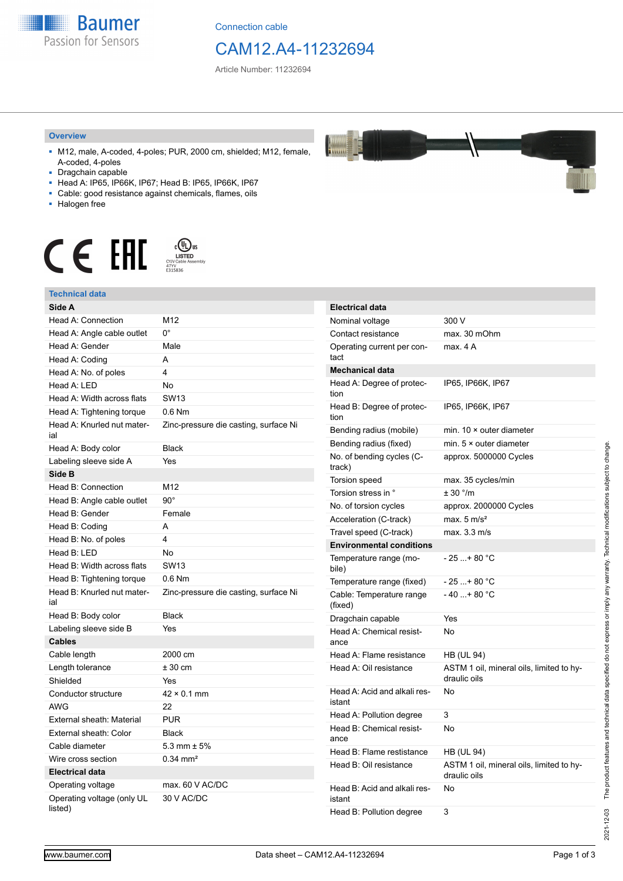Connection cable

# CAM12.A4-11232694

Article Number: 11232694

## Overview

- M12, male, A-coded, 4-poles; PUR, 2000 cm, shielded; M12, female, A-coded, 4-poles
- Dragchain capable
- Head A: IP65, IP66K, IP67; Head B: IP65, IP66K, IP67
- Cable: good resistance against chemicals, flames, oils
- Halogen free

LISTED
CYJV Cable Assembly
47YV
E315836

## Technical data

| Side A | |
|---|---|
| Head A: Connection | M12 |
| Head A: Angle cable outlet | 0° |
| Head A: Gender | Male |
| Head A: Coding | A |
| Head A: No. of poles | 4 |
| Head A: LED | No |
| Head A: Width across flats | SW13 |
| Head A: Tightening torque | 0.6 Nm |
| Head A: Knurled nut material | Zinc-pressure die casting, surface Ni |
| Head A: Body color | Black |
| Labeling sleeve side A | Yes |

| Side B | |
|---|---|
| Head B: Connection | M12 |
| Head B: Angle cable outlet | 90° |
| Head B: Gender | Female |
| Head B: Coding | A |
| Head B: No. of poles | 4 |
| Head B: LED | No |
| Head B: Width across flats | SW13 |
| Head B: Tightening torque | 0.6 Nm |
| Head B: Knurled nut material | Zinc-pressure die casting, surface Ni |
| Head B: Body color | Black |
| Labeling sleeve side B | Yes |

| Cables | |
|---|---|
| Cable length | 2000 cm |
| Length tolerance | ± 30 cm |
| Shielded | Yes |
| Conductor structure | 42 × 0.1 mm |
| AWG | 22 |
| External sheath: Material | PUR |
| External sheath: Color | Black |
| Cable diameter | 5.3 mm ± 5% |
| Wire cross section | 0.34 mm² |

| Electrical data | |
|---|---|
| Operating voltage | max. 60 V AC/DC |
| Operating voltage (only UL listed) | 30 V AC/DC |

| Electrical data | |
|---|---|
| Nominal voltage | 300 V |
| Contact resistance | max. 30 mOhm |
| Operating current per contact | max. 4 A |

| Mechanical data | |
|---|---|
| Head A: Degree of protection | IP65, IP66K, IP67 |
| Head B: Degree of protection | IP65, IP66K, IP67 |
| Bending radius (mobile) | min. 10 × outer diameter |
| Bending radius (fixed) | min. 5 × outer diameter |
| No. of bending cycles (C-track) | approx. 5000000 Cycles |
| Torsion speed | max. 35 cycles/min |
| Torsion stress in ° | ± 30 °/m |
| No. of torsion cycles | approx. 2000000 Cycles |
| Acceleration (C-track) | max. 5 m/s² |
| Travel speed (C-track) | max. 3.3 m/s |

| Environmental conditions | |
|---|---|
| Temperature range (mobile) | - 25 ...+ 80 °C |
| Temperature range (fixed) | - 25 ...+ 80 °C |
| Cable: Temperature range (fixed) | - 40 ...+ 80 °C |
| Dragchain capable | Yes |
| Head A: Chemical resistance | No |
| Head A: Flame resistance | HB (UL 94) |
| Head A: Oil resistance | ASTM 1 oil, mineral oils, limited to hydraulic oils |
| Head A: Acid and alkali resistant | No |
| Head A: Pollution degree | 3 |
| Head B: Chemical resistance | No |
| Head B: Flame resistance | HB (UL 94) |
| Head B: Oil resistance | ASTM 1 oil, mineral oils, limited to hydraulic oils |
| Head B: Acid and alkali resistant | No |
| Head B: Pollution degree | 3 |

2021-12-03 The product features and technical data specified do not express or imply any warranty. Technical modifications subject to change.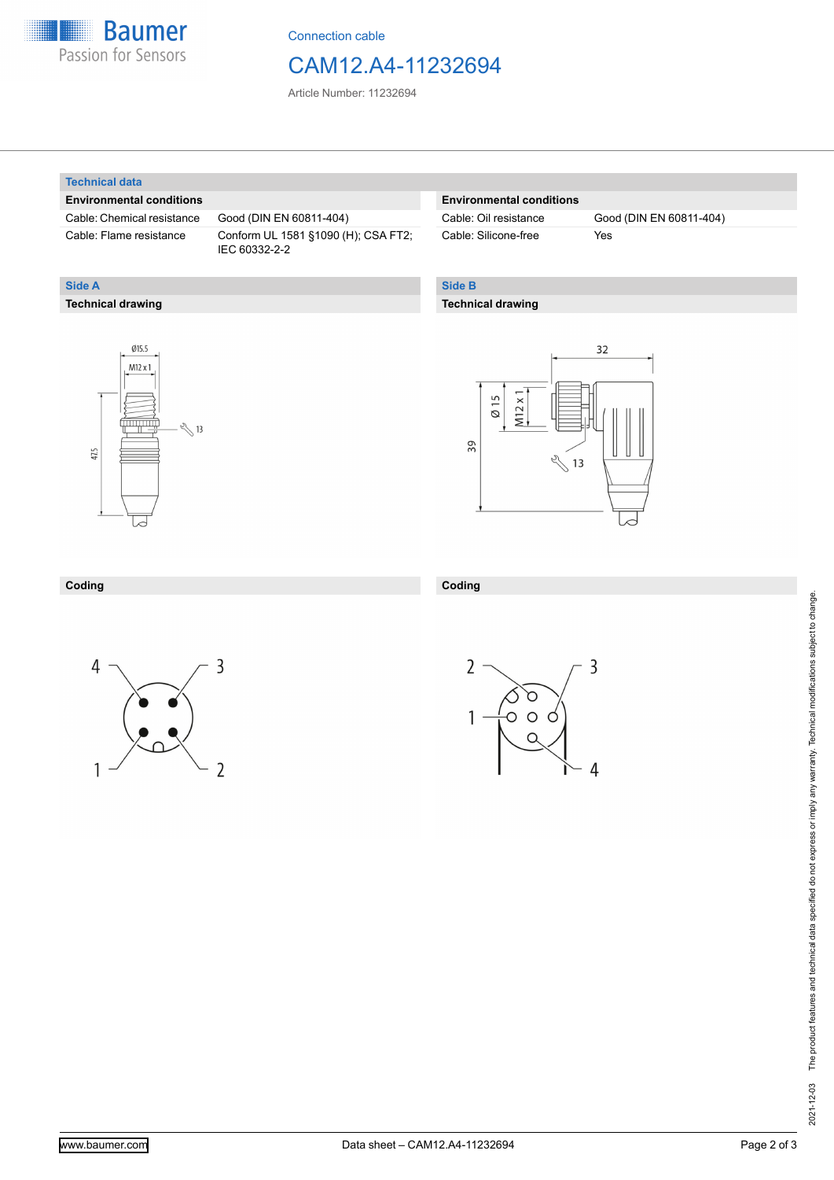Connection cable

# CAM12.A4-11232694

Article Number: 11232694

## Technical data

### Environmental conditions

| Environmental conditions | |
|---|---|
| Cable: Chemical resistance | Good (DIN EN 60811-404) |
| Cable: Flame resistance | Conform UL 1581 §1090 (H); CSA FT2; IEC 60332-2-2 |

### Environmental conditions

| Environmental conditions | |
|---|---|
| Cable: Oil resistance | Good (DIN EN 60811-404) |
| Cable: Silicone-free | Yes |

## Side A

### Technical drawing

Ø15.5

M12 x 1

13

47.5

### Coding

4 3

1 2

## Side B

### Technical drawing

32

Ø 15

M12 x 1

39

13

### Coding

2 3

1

4

2021-12-03 The product features and technical data specified do not express or imply any warranty. Technical modifications subject to change.

www.baumer.com

Data sheet – CAM12.A4-11232694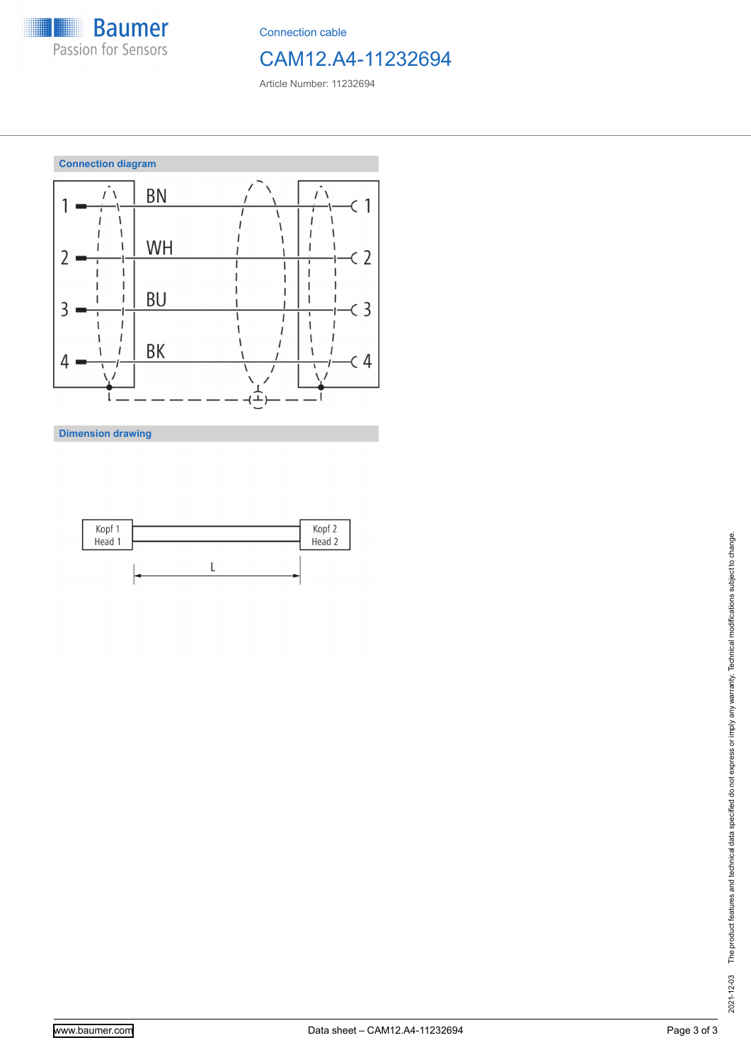Connection cable

# CAM12.A4-11232694

Article Number: 11232694

## Connection diagram

1 BN 1
2 WH 2
3 BU 3
4 BK 4

## Dimension drawing

Kopf 1
Head 1

Kopf 2
Head 2

L

2021-12-03 The product features and technical data specified do not express or imply any warranty. Technical modifications subject to change.